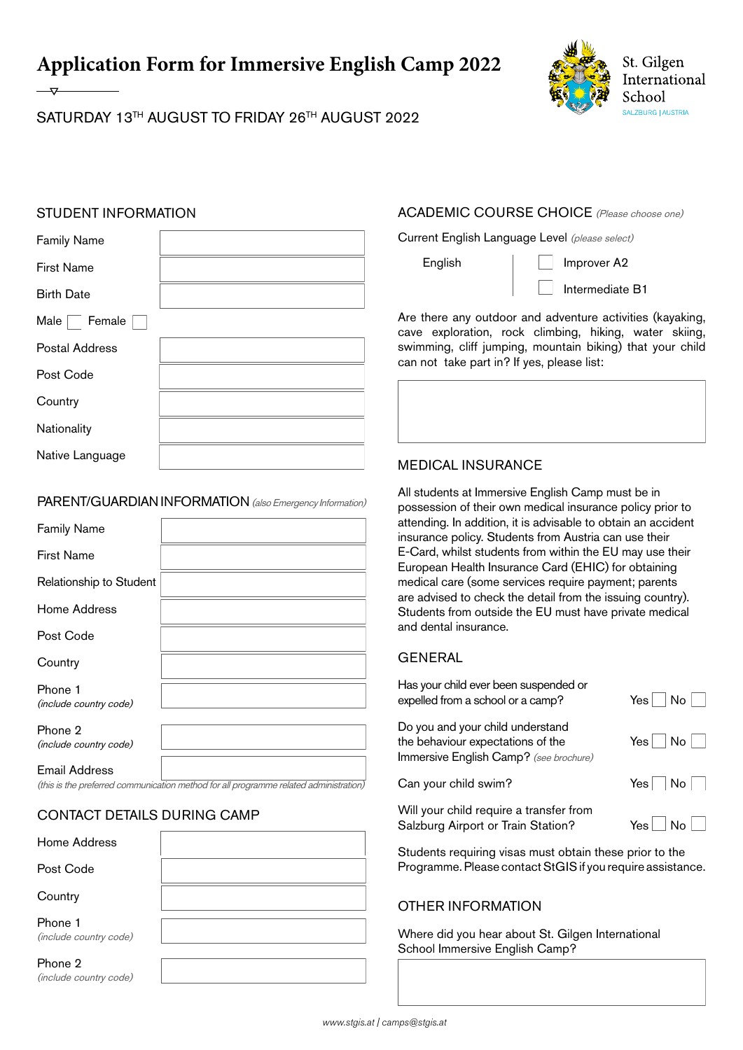# Application Form for Immersive English Camp 2022

St. Gilgen International School
SALZBURG | AUSTRIA

SATURDAY 13TH AUGUST TO FRIDAY 26TH AUGUST 2022

## STUDENT INFORMATION

| | |
|---|---|
| Family Name | |
| First Name | |
| Birth Date | |
| Male ☐ Female ☐ | |
| Postal Address | |
| Post Code | |
| Country | |
| Nationality | |
| Native Language | |

## PARENT/GUARDIAN INFORMATION *(also Emergency Information)*

| | |
|---|---|
| Family Name | |
| First Name | |
| Relationship to Student | |
| Home Address | |
| Post Code | |
| Country | |
| Phone 1 *(include country code)* | |
| Phone 2 *(include country code)* | |
| Email Address | |

*(this is the preferred communication method for all programme related administration)*

## CONTACT DETAILS DURING CAMP

| | |
|---|---|
| Home Address | |
| Post Code | |
| Country | |
| Phone 1 *(include country code)* | |
| Phone 2 *(include country code)* | |

## ACADEMIC COURSE CHOICE *(Please choose one)*

Current English Language Level *(please select)*

English
- ☐ Improver A2
- ☐ Intermediate B1

Are there any outdoor and adventure activities (kayaking, cave exploration, rock climbing, hiking, water skiing, swimming, cliff jumping, mountain biking) that your child can not take part in? If yes, please list:

## MEDICAL INSURANCE

All students at Immersive English Camp must be in possession of their own medical insurance policy prior to attending. In addition, it is advisable to obtain an accident insurance policy. Students from Austria can use their E-Card, whilst students from within the EU may use their European Health Insurance Card (EHIC) for obtaining medical care (some services require payment; parents are advised to check the detail from the issuing country). Students from outside the EU must have private medical and dental insurance.

## GENERAL

| | |
|---|---|
| Has your child ever been suspended or expelled from a school or a camp? | Yes ☐ No ☐ |
| Do you and your child understand the behaviour expectations of the Immersive English Camp? *(see brochure)* | Yes ☐ No ☐ |
| Can your child swim? | Yes ☐ No ☐ |
| Will your child require a transfer from Salzburg Airport or Train Station? | Yes ☐ No ☐ |

Students requiring visas must obtain these prior to the Programme. Please contact StGIS if you require assistance.

## OTHER INFORMATION

Where did you hear about St. Gilgen International School Immersive English Camp?

*www.stgis.at | camps@stgis.at*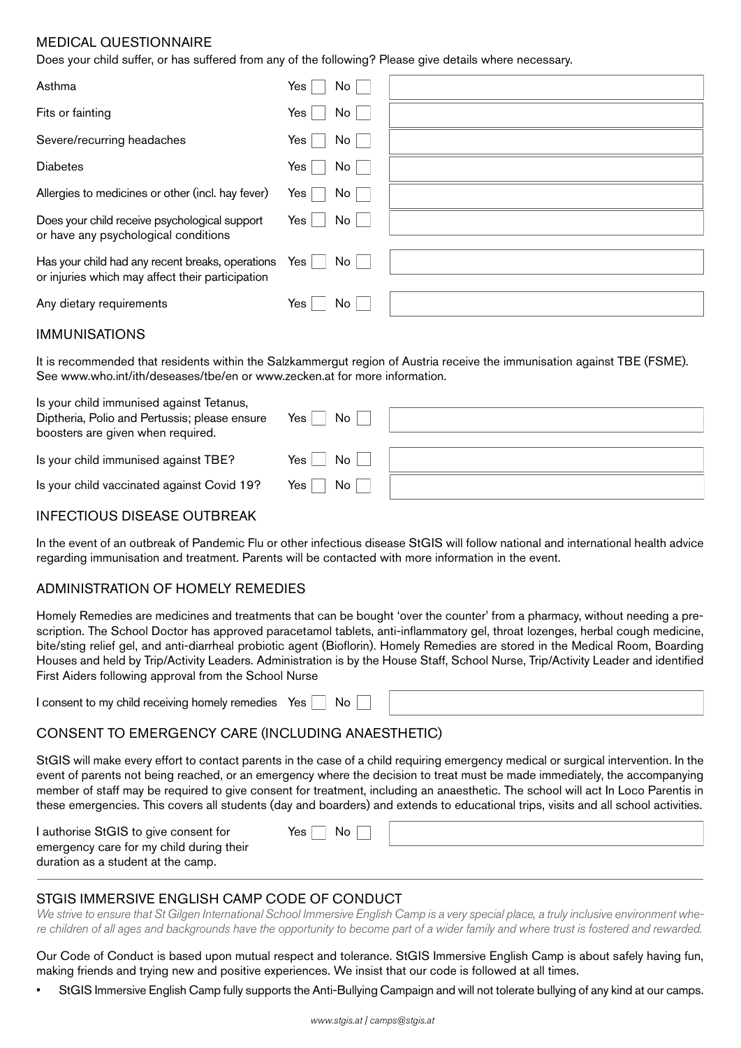## MEDICAL QUESTIONNAIRE

Does your child suffer, or has suffered from any of the following? Please give details where necessary.

| | | |
|---|---|---|
| Asthma | Yes ☐ No ☐ | |
| Fits or fainting | Yes ☐ No ☐ | |
| Severe/recurring headaches | Yes ☐ No ☐ | |
| Diabetes | Yes ☐ No ☐ | |
| Allergies to medicines or other (incl. hay fever) | Yes ☐ No ☐ | |
| Does your child receive psychological support or have any psychological conditions | Yes ☐ No ☐ | |
| Has your child had any recent breaks, operations or injuries which may affect their participation | Yes ☐ No ☐ | |
| Any dietary requirements | Yes ☐ No ☐ | |

## IMMUNISATIONS

It is recommended that residents within the Salzkammergut region of Austria receive the immunisation against TBE (FSME). See www.who.int/ith/deseases/tbe/en or www.zecken.at for more information.

| | | |
|---|---|---|
| Is your child immunised against Tetanus, Diptheria, Polio and Pertussis; please ensure boosters are given when required. | Yes ☐ No ☐ | |
| Is your child immunised against TBE? | Yes ☐ No ☐ | |
| Is your child vaccinated against Covid 19? | Yes ☐ No ☐ | |

## INFECTIOUS DISEASE OUTBREAK

In the event of an outbreak of Pandemic Flu or other infectious disease StGIS will follow national and international health advice regarding immunisation and treatment. Parents will be contacted with more information in the event.

## ADMINISTRATION OF HOMELY REMEDIES

Homely Remedies are medicines and treatments that can be bought 'over the counter' from a pharmacy, without needing a prescription. The School Doctor has approved paracetamol tablets, anti-inflammatory gel, throat lozenges, herbal cough medicine, bite/sting relief gel, and anti-diarrheal probiotic agent (Bioflorin). Homely Remedies are stored in the Medical Room, Boarding Houses and held by Trip/Activity Leaders. Administration is by the House Staff, School Nurse, Trip/Activity Leader and identified First Aiders following approval from the School Nurse

| | | |
|---|---|---|
| I consent to my child receiving homely remedies | Yes ☐ No ☐ | |

## CONSENT TO EMERGENCY CARE (INCLUDING ANAESTHETIC)

StGIS will make every effort to contact parents in the case of a child requiring emergency medical or surgical intervention. In the event of parents not being reached, or an emergency where the decision to treat must be made immediately, the accompanying member of staff may be required to give consent for treatment, including an anaesthetic. The school will act In Loco Parentis in these emergencies. This covers all students (day and boarders) and extends to educational trips, visits and all school activities.

| | | |
|---|---|---|
| I authorise StGIS to give consent for emergency care for my child during their duration as a student at the camp. | Yes ☐ No ☐ | |

## STGIS IMMERSIVE ENGLISH CAMP CODE OF CONDUCT

*We strive to ensure that St Gilgen International School Immersive English Camp is a very special place, a truly inclusive environment where children of all ages and backgrounds have the opportunity to become part of a wider family and where trust is fostered and rewarded.*

Our Code of Conduct is based upon mutual respect and tolerance. StGIS Immersive English Camp is about safely having fun, making friends and trying new and positive experiences. We insist that our code is followed at all times.

- StGIS Immersive English Camp fully supports the Anti-Bullying Campaign and will not tolerate bullying of any kind at our camps.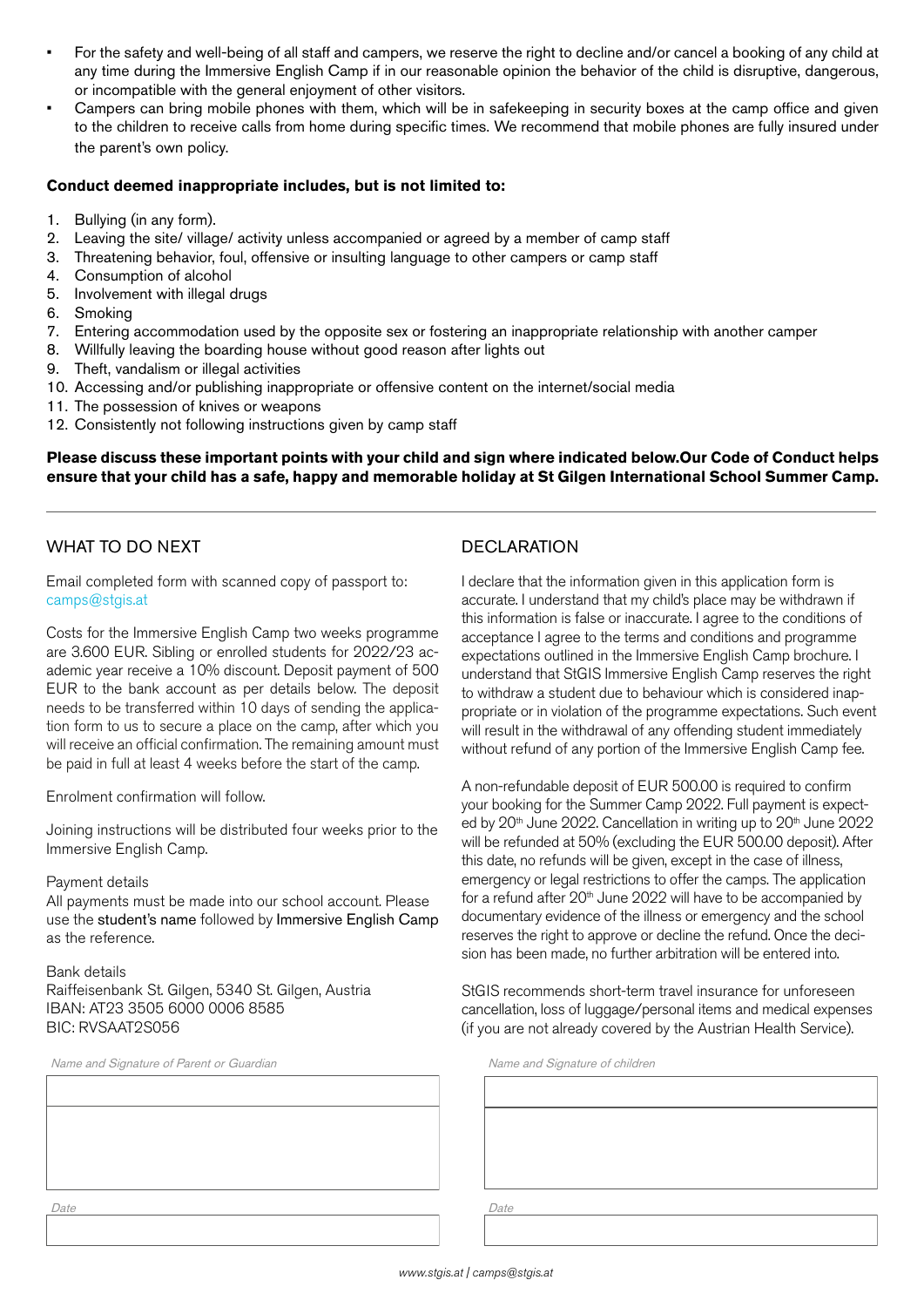- For the safety and well-being of all staff and campers, we reserve the right to decline and/or cancel a booking of any child at any time during the Immersive English Camp if in our reasonable opinion the behavior of the child is disruptive, dangerous, or incompatible with the general enjoyment of other visitors.
- Campers can bring mobile phones with them, which will be in safekeeping in security boxes at the camp office and given to the children to receive calls from home during specific times. We recommend that mobile phones are fully insured under the parent's own policy.

**Conduct deemed inappropriate includes, but is not limited to:**

1. Bullying (in any form).
2. Leaving the site/ village/ activity unless accompanied or agreed by a member of camp staff
3. Threatening behavior, foul, offensive or insulting language to other campers or camp staff
4. Consumption of alcohol
5. Involvement with illegal drugs
6. Smoking
7. Entering accommodation used by the opposite sex or fostering an inappropriate relationship with another camper
8. Willfully leaving the boarding house without good reason after lights out
9. Theft, vandalism or illegal activities
10. Accessing and/or publishing inappropriate or offensive content on the internet/social media
11. The possession of knives or weapons
12. Consistently not following instructions given by camp staff

**Please discuss these important points with your child and sign where indicated below.Our Code of Conduct helps ensure that your child has a safe, happy and memorable holiday at St Gilgen International School Summer Camp.**

---

## WHAT TO DO NEXT

Email completed form with scanned copy of passport to: camps@stgis.at

Costs for the Immersive English Camp two weeks programme are 3.600 EUR. Sibling or enrolled students for 2022/23 academic year receive a 10% discount. Deposit payment of 500 EUR to the bank account as per details below. The deposit needs to be transferred within 10 days of sending the application form to us to secure a place on the camp, after which you will receive an official confirmation. The remaining amount must be paid in full at least 4 weeks before the start of the camp.

Enrolment confirmation will follow.

Joining instructions will be distributed four weeks prior to the Immersive English Camp.

Payment details
All payments must be made into our school account. Please use the student's name followed by Immersive English Camp as the reference.

Bank details
Raiffeisenbank St. Gilgen, 5340 St. Gilgen, Austria
IBAN: AT23 3505 6000 0006 8585
BIC: RVSAAT2S056

*Name and Signature of Parent or Guardian*

*Date*

## DECLARATION

I declare that the information given in this application form is accurate. I understand that my child's place may be withdrawn if this information is false or inaccurate. I agree to the conditions of acceptance I agree to the terms and conditions and programme expectations outlined in the Immersive English Camp brochure. I understand that StGIS Immersive English Camp reserves the right to withdraw a student due to behaviour which is considered inappropriate or in violation of the programme expectations. Such event will result in the withdrawal of any offending student immediately without refund of any portion of the Immersive English Camp fee.

A non-refundable deposit of EUR 500.00 is required to confirm your booking for the Summer Camp 2022. Full payment is expected by 20th June 2022. Cancellation in writing up to 20th June 2022 will be refunded at 50% (excluding the EUR 500.00 deposit). After this date, no refunds will be given, except in the case of illness, emergency or legal restrictions to offer the camps. The application for a refund after 20th June 2022 will have to be accompanied by documentary evidence of the illness or emergency and the school reserves the right to approve or decline the refund. Once the decision has been made, no further arbitration will be entered into.

StGIS recommends short-term travel insurance for unforeseen cancellation, loss of luggage/personal items and medical expenses (if you are not already covered by the Austrian Health Service).

*Name and Signature of children*

*Date*